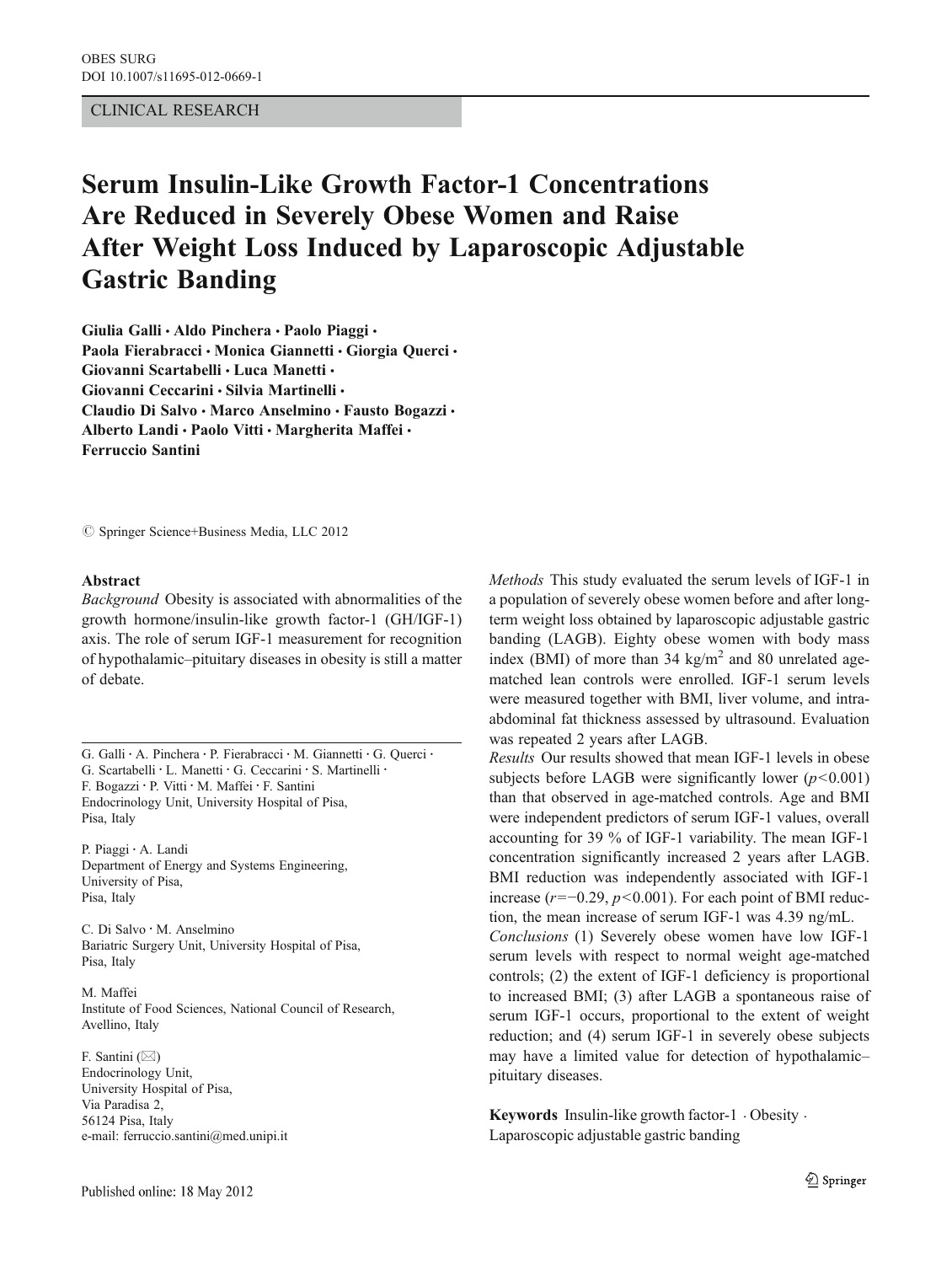CLINICAL RESEARCH

# Serum Insulin-Like Growth Factor-1 Concentrations Are Reduced in Severely Obese Women and Raise After Weight Loss Induced by Laparoscopic Adjustable Gastric Banding

Giulia Galli · Aldo Pinchera · Paolo Piaggi · Paola Fierabracci · Monica Giannetti · Giorgia Querci · Giovanni Scartabelli · Luca Manetti · Giovanni Ceccarini · Silvia Martinelli · Claudio Di Salvo · Marco Anselmino · Fausto Bogazzi · Alberto Landi · Paolo Vitti · Margherita Maffei · Ferruccio Santini

© Springer Science+Business Media, LLC 2012

G. Galli · A. Pinchera · P. Fierabracci · M. Giannetti · G. Querci · G. Scartabelli · L. Manetti · G. Ceccarini · S. Martinelli · F. Bogazzi · P. Vitti · M. Maffei · F. Santini
Endocrinology Unit, University Hospital of Pisa, Pisa, Italy

P. Piaggi · A. Landi
Department of Energy and Systems Engineering, University of Pisa, Pisa, Italy

C. Di Salvo · M. Anselmino
Bariatric Surgery Unit, University Hospital of Pisa, Pisa, Italy

M. Maffei
Institute of Food Sciences, National Council of Research, Avellino, Italy

F. Santini (✉)
Endocrinology Unit, University Hospital of Pisa, Via Paradisa 2, 56124 Pisa, Italy
e-mail: ferruccio.santini@med.unipi.it

## Abstract

*Background* Obesity is associated with abnormalities of the growth hormone/insulin-like growth factor-1 (GH/IGF-1) axis. The role of serum IGF-1 measurement for recognition of hypothalamic–pituitary diseases in obesity is still a matter of debate.

*Methods* This study evaluated the serum levels of IGF-1 in a population of severely obese women before and after long-term weight loss obtained by laparoscopic adjustable gastric banding (LAGB). Eighty obese women with body mass index (BMI) of more than 34 kg/m$^2$ and 80 unrelated age-matched lean controls were enrolled. IGF-1 serum levels were measured together with BMI, liver volume, and intra-abdominal fat thickness assessed by ultrasound. Evaluation was repeated 2 years after LAGB.

*Results* Our results showed that mean IGF-1 levels in obese subjects before LAGB were significantly lower ($p<0.001$) than that observed in age-matched controls. Age and BMI were independent predictors of serum IGF-1 values, overall accounting for 39 % of IGF-1 variability. The mean IGF-1 concentration significantly increased 2 years after LAGB. BMI reduction was independently associated with IGF-1 increase ($r=-0.29$, $p<0.001$). For each point of BMI reduction, the mean increase of serum IGF-1 was 4.39 ng/mL.

*Conclusions* (1) Severely obese women have low IGF-1 serum levels with respect to normal weight age-matched controls; (2) the extent of IGF-1 deficiency is proportional to increased BMI; (3) after LAGB a spontaneous raise of serum IGF-1 occurs, proportional to the extent of weight reduction; and (4) serum IGF-1 in severely obese subjects may have a limited value for detection of hypothalamic–pituitary diseases.

**Keywords** Insulin-like growth factor-1 · Obesity · Laparoscopic adjustable gastric banding

Published online: 18 May 2012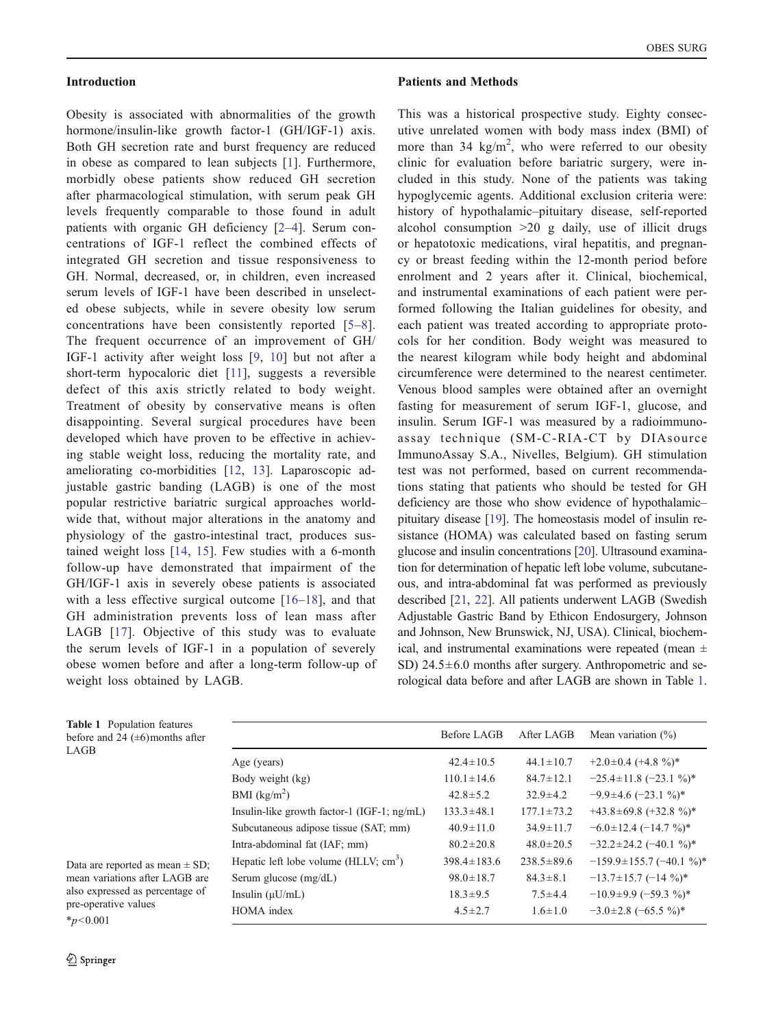## Introduction

Obesity is associated with abnormalities of the growth hormone/insulin-like growth factor-1 (GH/IGF-1) axis. Both GH secretion rate and burst frequency are reduced in obese as compared to lean subjects [1]. Furthermore, morbidly obese patients show reduced GH secretion after pharmacological stimulation, with serum peak GH levels frequently comparable to those found in adult patients with organic GH deficiency [2–4]. Serum concentrations of IGF-1 reflect the combined effects of integrated GH secretion and tissue responsiveness to GH. Normal, decreased, or, in children, even increased serum levels of IGF-1 have been described in unselected obese subjects, while in severe obesity low serum concentrations have been consistently reported [5–8]. The frequent occurrence of an improvement of GH/IGF-1 activity after weight loss [9, 10] but not after a short-term hypocaloric diet [11], suggests a reversible defect of this axis strictly related to body weight. Treatment of obesity by conservative means is often disappointing. Several surgical procedures have been developed which have proven to be effective in achieving stable weight loss, reducing the mortality rate, and ameliorating co-morbidities [12, 13]. Laparoscopic adjustable gastric banding (LAGB) is one of the most popular restrictive bariatric surgical approaches worldwide that, without major alterations in the anatomy and physiology of the gastro-intestinal tract, produces sustained weight loss [14, 15]. Few studies with a 6-month follow-up have demonstrated that impairment of the GH/IGF-1 axis in severely obese patients is associated with a less effective surgical outcome [16–18], and that GH administration prevents loss of lean mass after LAGB [17]. Objective of this study was to evaluate the serum levels of IGF-1 in a population of severely obese women before and after a long-term follow-up of weight loss obtained by LAGB.

## Patients and Methods

This was a historical prospective study. Eighty consecutive unrelated women with body mass index (BMI) of more than 34 kg/m$^2$, who were referred to our obesity clinic for evaluation before bariatric surgery, were included in this study. None of the patients was taking hypoglycemic agents. Additional exclusion criteria were: history of hypothalamic–pituitary disease, self-reported alcohol consumption >20 g daily, use of illicit drugs or hepatotoxic medications, viral hepatitis, and pregnancy or breast feeding within the 12-month period before enrolment and 2 years after it. Clinical, biochemical, and instrumental examinations of each patient were performed following the Italian guidelines for obesity, and each patient was treated according to appropriate protocols for her condition. Body weight was measured to the nearest kilogram while body height and abdominal circumference were determined to the nearest centimeter. Venous blood samples were obtained after an overnight fasting for measurement of serum IGF-1, glucose, and insulin. Serum IGF-1 was measured by a radioimmunoassay technique (SM-C-RIA-CT by DIAsource ImmunoAssay S.A., Nivelles, Belgium). GH stimulation test was not performed, based on current recommendations stating that patients who should be tested for GH deficiency are those who show evidence of hypothalamic–pituitary disease [19]. The homeostasis model of insulin resistance (HOMA) was calculated based on fasting serum glucose and insulin concentrations [20]. Ultrasound examination for determination of hepatic left lobe volume, subcutaneous, and intra-abdominal fat was performed as previously described [21, 22]. All patients underwent LAGB (Swedish Adjustable Gastric Band by Ethicon Endosurgery, Johnson and Johnson, New Brunswick, NJ, USA). Clinical, biochemical, and instrumental examinations were repeated (mean ± SD) 24.5±6.0 months after surgery. Anthropometric and serological data before and after LAGB are shown in Table 1.

**Table 1** Population features before and 24 (±6)months after LAGB

| | Before LAGB | After LAGB | Mean variation (%) |
|---|---|---|---|
| Age (years) | 42.4±10.5 | 44.1±10.7 | +2.0±0.4 (+4.8 %)* |
| Body weight (kg) | 110.1±14.6 | 84.7±12.1 | −25.4±11.8 (−23.1 %)* |
| BMI (kg/m$^2$) | 42.8±5.2 | 32.9±4.2 | −9.9±4.6 (−23.1 %)* |
| Insulin-like growth factor-1 (IGF-1; ng/mL) | 133.3±48.1 | 177.1±73.2 | +43.8±69.8 (+32.8 %)* |
| Subcutaneous adipose tissue (SAT; mm) | 40.9±11.0 | 34.9±11.7 | −6.0±12.4 (−14.7 %)* |
| Intra-abdominal fat (IAF; mm) | 80.2±20.8 | 48.0±20.5 | −32.2±24.2 (−40.1 %)* |
| Hepatic left lobe volume (HLLV; cm$^3$) | 398.4±183.6 | 238.5±89.6 | −159.9±155.7 (−40.1 %)* |
| Serum glucose (mg/dL) | 98.0±18.7 | 84.3±8.1 | −13.7±15.7 (−14 %)* |
| Insulin (μU/mL) | 18.3±9.5 | 7.5±4.4 | −10.9±9.9 (−59.3 %)* |
| HOMA index | 4.5±2.7 | 1.6±1.0 | −3.0±2.8 (−65.5 %)* |

Data are reported as mean ± SD; mean variations after LAGB are also expressed as percentage of pre-operative values

*$p<0.001$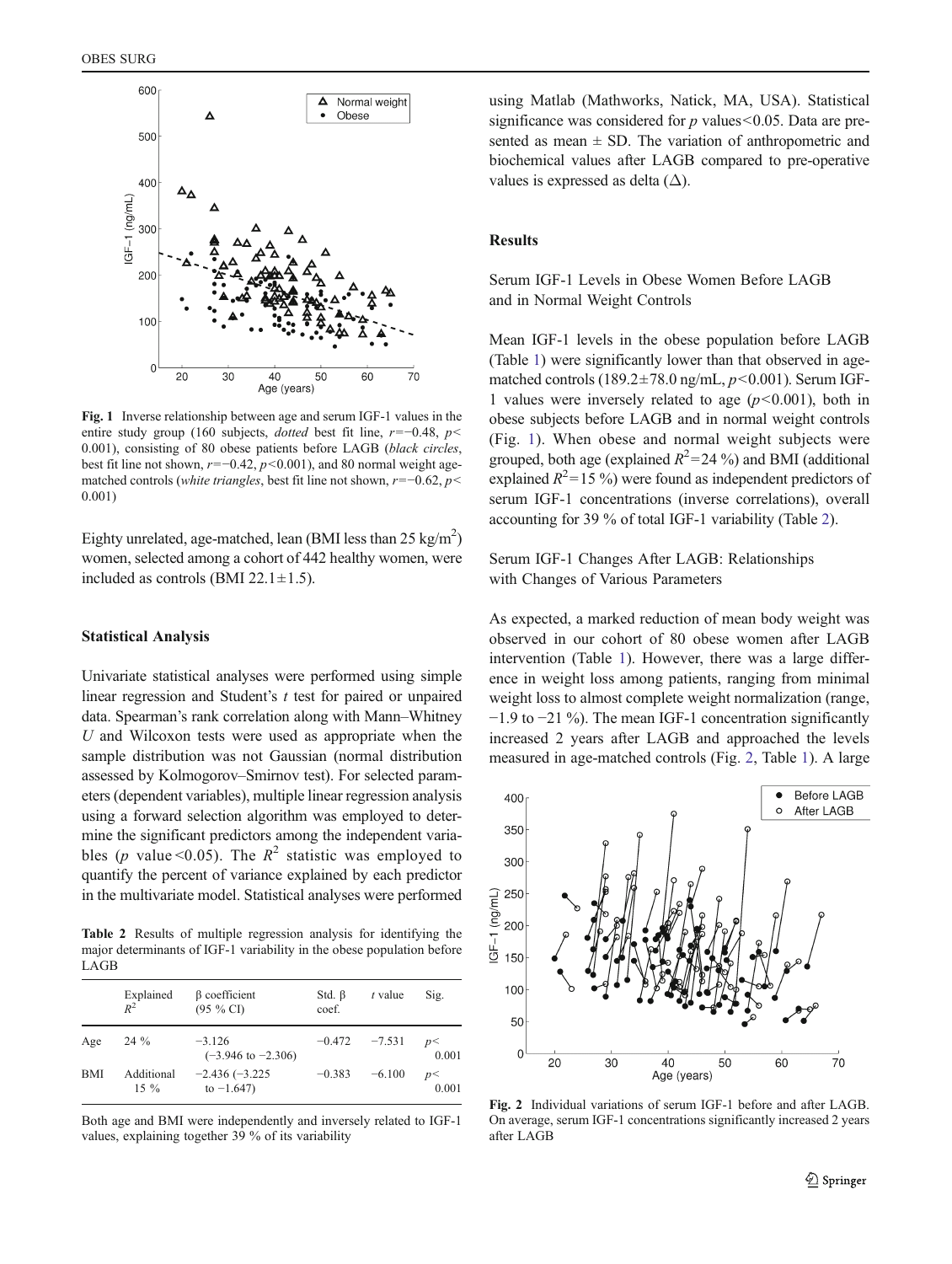Fig. 1 Inverse relationship between age and serum IGF-1 values in the entire study group (160 subjects, *dotted* best fit line, $r=-0.48$, $p<0.001$), consisting of 80 obese patients before LAGB (*black circles*, best fit line not shown, $r=-0.42$, $p<0.001$), and 80 normal weight age-matched controls (*white triangles*, best fit line not shown, $r=-0.62$, $p<0.001$)

Eighty unrelated, age-matched, lean (BMI less than 25 kg/m$^2$) women, selected among a cohort of 442 healthy women, were included as controls (BMI 22.1±1.5).

### Statistical Analysis

Univariate statistical analyses were performed using simple linear regression and Student's *t* test for paired or unpaired data. Spearman's rank correlation along with Mann–Whitney *U* and Wilcoxon tests were used as appropriate when the sample distribution was not Gaussian (normal distribution assessed by Kolmogorov–Smirnov test). For selected parameters (dependent variables), multiple linear regression analysis using a forward selection algorithm was employed to determine the significant predictors among the independent variables ($p$ value$<0.05$). The $R^2$ statistic was employed to quantify the percent of variance explained by each predictor in the multivariate model. Statistical analyses were performed using Matlab (Mathworks, Natick, MA, USA). Statistical significance was considered for $p$ values$<0.05$. Data are presented as mean ± SD. The variation of anthropometric and biochemical values after LAGB compared to pre-operative values is expressed as delta (Δ).

Table 2 Results of multiple regression analysis for identifying the major determinants of IGF-1 variability in the obese population before LAGB

| | Explained $R^2$ | β coefficient (95 % CI) | Std. β coef. | *t* value | Sig. |
|---|---|---|---|---|---|
| Age | 24 % | −3.126 (−3.946 to −2.306) | −0.472 | −7.531 | $p<0.001$ |
| BMI | Additional 15 % | −2.436 (−3.225 to −1.647) | −0.383 | −6.100 | $p<0.001$ |

Both age and BMI were independently and inversely related to IGF-1 values, explaining together 39 % of its variability

## Results

### Serum IGF-1 Levels in Obese Women Before LAGB and in Normal Weight Controls

Mean IGF-1 levels in the obese population before LAGB (Table 1) were significantly lower than that observed in age-matched controls (189.2±78.0 ng/mL, $p<0.001$). Serum IGF-1 values were inversely related to age ($p<0.001$), both in obese subjects before LAGB and in normal weight controls (Fig. 1). When obese and normal weight subjects were grouped, both age (explained $R^2=24$ %) and BMI (additional explained $R^2=15$ %) were found as independent predictors of serum IGF-1 concentrations (inverse correlations), overall accounting for 39 % of total IGF-1 variability (Table 2).

### Serum IGF-1 Changes After LAGB: Relationships with Changes of Various Parameters

As expected, a marked reduction of mean body weight was observed in our cohort of 80 obese women after LAGB intervention (Table 1). However, there was a large difference in weight loss among patients, ranging from minimal weight loss to almost complete weight normalization (range, −1.9 to −21 %). The mean IGF-1 concentration significantly increased 2 years after LAGB and approached the levels measured in age-matched controls (Fig. 2, Table 1). A large

Fig. 2 Individual variations of serum IGF-1 before and after LAGB. On average, serum IGF-1 concentrations significantly increased 2 years after LAGB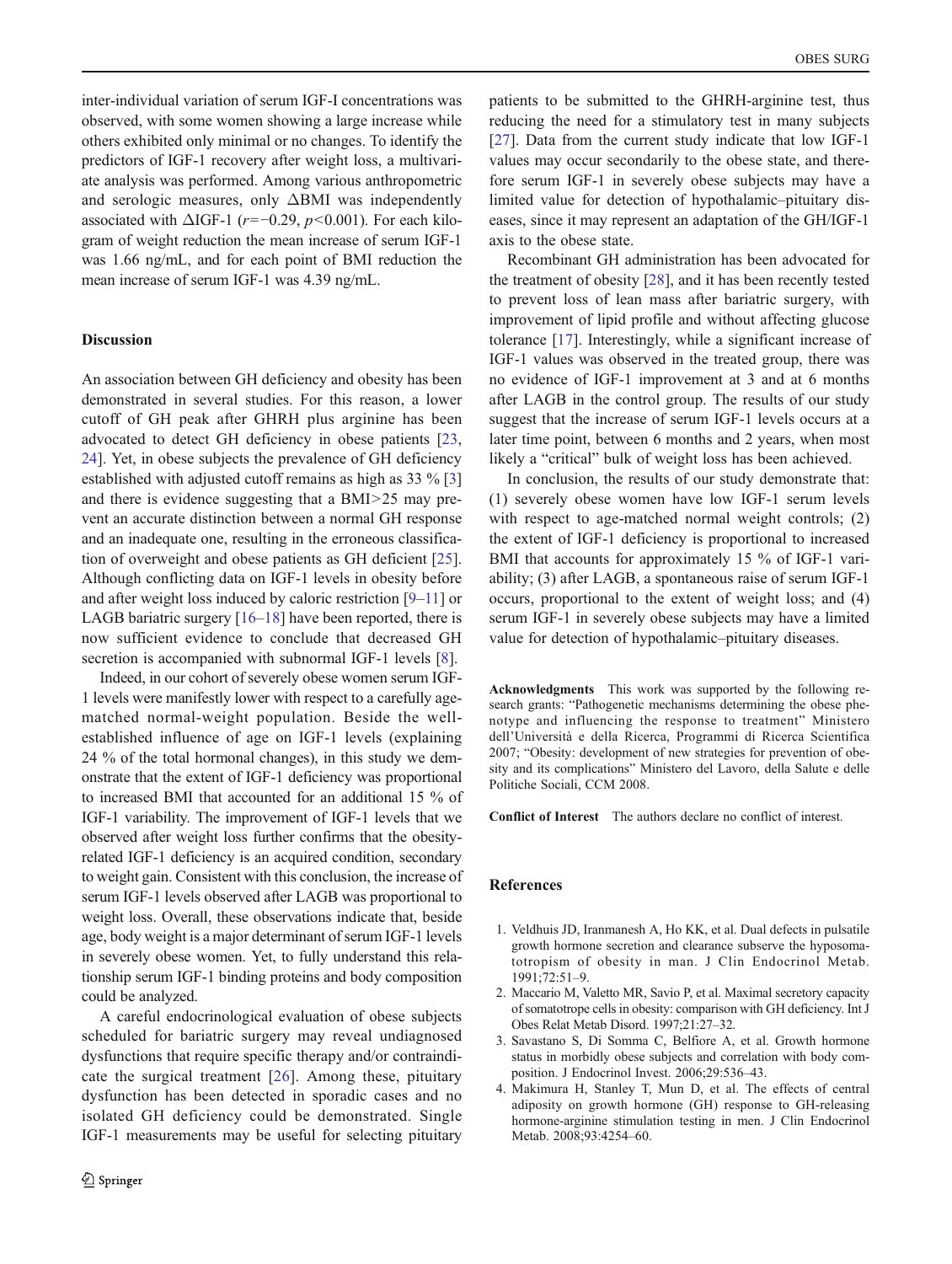inter-individual variation of serum IGF-I concentrations was observed, with some women showing a large increase while others exhibited only minimal or no changes. To identify the predictors of IGF-1 recovery after weight loss, a multivariate analysis was performed. Among various anthropometric and serologic measures, only ΔBMI was independently associated with ΔIGF-1 ($r=-0.29$, $p<0.001$). For each kilogram of weight reduction the mean increase of serum IGF-1 was 1.66 ng/mL, and for each point of BMI reduction the mean increase of serum IGF-1 was 4.39 ng/mL.

## Discussion

An association between GH deficiency and obesity has been demonstrated in several studies. For this reason, a lower cutoff of GH peak after GHRH plus arginine has been advocated to detect GH deficiency in obese patients [23, 24]. Yet, in obese subjects the prevalence of GH deficiency established with adjusted cutoff remains as high as 33 % [3] and there is evidence suggesting that a BMI>25 may prevent an accurate distinction between a normal GH response and an inadequate one, resulting in the erroneous classification of overweight and obese patients as GH deficient [25]. Although conflicting data on IGF-1 levels in obesity before and after weight loss induced by caloric restriction [9–11] or LAGB bariatric surgery [16–18] have been reported, there is now sufficient evidence to conclude that decreased GH secretion is accompanied with subnormal IGF-1 levels [8].

Indeed, in our cohort of severely obese women serum IGF-1 levels were manifestly lower with respect to a carefully age-matched normal-weight population. Beside the well-established influence of age on IGF-1 levels (explaining 24 % of the total hormonal changes), in this study we demonstrate that the extent of IGF-1 deficiency was proportional to increased BMI that accounted for an additional 15 % of IGF-1 variability. The improvement of IGF-1 levels that we observed after weight loss further confirms that the obesity-related IGF-1 deficiency is an acquired condition, secondary to weight gain. Consistent with this conclusion, the increase of serum IGF-1 levels observed after LAGB was proportional to weight loss. Overall, these observations indicate that, beside age, body weight is a major determinant of serum IGF-1 levels in severely obese women. Yet, to fully understand this relationship serum IGF-1 binding proteins and body composition could be analyzed.

A careful endocrinological evaluation of obese subjects scheduled for bariatric surgery may reveal undiagnosed dysfunctions that require specific therapy and/or contraindicate the surgical treatment [26]. Among these, pituitary dysfunction has been detected in sporadic cases and no isolated GH deficiency could be demonstrated. Single IGF-1 measurements may be useful for selecting pituitary patients to be submitted to the GHRH-arginine test, thus reducing the need for a stimulatory test in many subjects [27]. Data from the current study indicate that low IGF-1 values may occur secondarily to the obese state, and therefore serum IGF-1 in severely obese subjects may have a limited value for detection of hypothalamic–pituitary diseases, since it may represent an adaptation of the GH/IGF-1 axis to the obese state.

Recombinant GH administration has been advocated for the treatment of obesity [28], and it has been recently tested to prevent loss of lean mass after bariatric surgery, with improvement of lipid profile and without affecting glucose tolerance [17]. Interestingly, while a significant increase of IGF-1 values was observed in the treated group, there was no evidence of IGF-1 improvement at 3 and at 6 months after LAGB in the control group. The results of our study suggest that the increase of serum IGF-1 levels occurs at a later time point, between 6 months and 2 years, when most likely a "critical" bulk of weight loss has been achieved.

In conclusion, the results of our study demonstrate that: (1) severely obese women have low IGF-1 serum levels with respect to age-matched normal weight controls; (2) the extent of IGF-1 deficiency is proportional to increased BMI that accounts for approximately 15 % of IGF-1 variability; (3) after LAGB, a spontaneous raise of serum IGF-1 occurs, proportional to the extent of weight loss; and (4) serum IGF-1 in severely obese subjects may have a limited value for detection of hypothalamic–pituitary diseases.

**Acknowledgments** This work was supported by the following research grants: "Pathogenetic mechanisms determining the obese phenotype and influencing the response to treatment" Ministero dell'Università e della Ricerca, Programmi di Ricerca Scientifica 2007; "Obesity: development of new strategies for prevention of obesity and its complications" Ministero del Lavoro, della Salute e delle Politiche Sociali, CCM 2008.

**Conflict of Interest** The authors declare no conflict of interest.

## References

1. Veldhuis JD, Iranmanesh A, Ho KK, et al. Dual defects in pulsatile growth hormone secretion and clearance subserve the hyposomatotropism of obesity in man. J Clin Endocrinol Metab. 1991;72:51–9.
2. Maccario M, Valetto MR, Savio P, et al. Maximal secretory capacity of somatotrope cells in obesity: comparison with GH deficiency. Int J Obes Relat Metab Disord. 1997;21:27–32.
3. Savastano S, Di Somma C, Belfiore A, et al. Growth hormone status in morbidly obese subjects and correlation with body composition. J Endocrinol Invest. 2006;29:536–43.
4. Makimura H, Stanley T, Mun D, et al. The effects of central adiposity on growth hormone (GH) response to GH-releasing hormone-arginine stimulation testing in men. J Clin Endocrinol Metab. 2008;93:4254–60.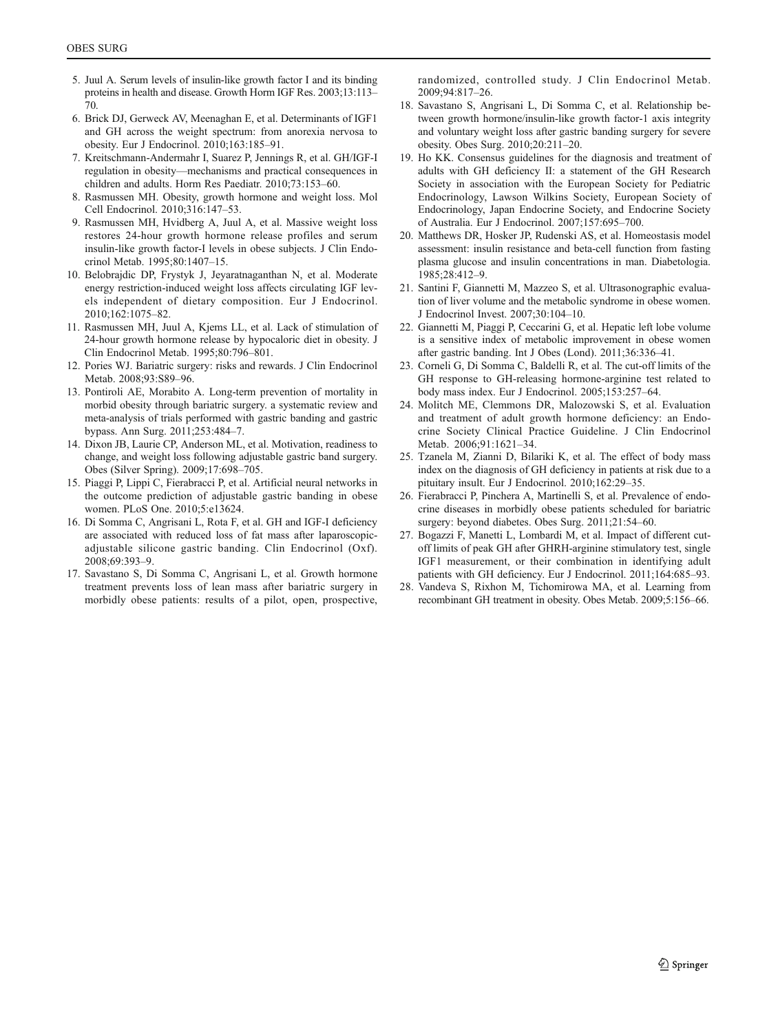5. Juul A. Serum levels of insulin-like growth factor I and its binding proteins in health and disease. Growth Horm IGF Res. 2003;13:113–70.
6. Brick DJ, Gerweck AV, Meenaghan E, et al. Determinants of IGF1 and GH across the weight spectrum: from anorexia nervosa to obesity. Eur J Endocrinol. 2010;163:185–91.
7. Kreitschmann-Andermahr I, Suarez P, Jennings R, et al. GH/IGF-I regulation in obesity—mechanisms and practical consequences in children and adults. Horm Res Paediatr. 2010;73:153–60.
8. Rasmussen MH. Obesity, growth hormone and weight loss. Mol Cell Endocrinol. 2010;316:147–53.
9. Rasmussen MH, Hvidberg A, Juul A, et al. Massive weight loss restores 24-hour growth hormone release profiles and serum insulin-like growth factor-I levels in obese subjects. J Clin Endocrinol Metab. 1995;80:1407–15.
10. Belobrajdic DP, Frystyk J, Jeyaratnaganthan N, et al. Moderate energy restriction-induced weight loss affects circulating IGF levels independent of dietary composition. Eur J Endocrinol. 2010;162:1075–82.
11. Rasmussen MH, Juul A, Kjems LL, et al. Lack of stimulation of 24-hour growth hormone release by hypocaloric diet in obesity. J Clin Endocrinol Metab. 1995;80:796–801.
12. Pories WJ. Bariatric surgery: risks and rewards. J Clin Endocrinol Metab. 2008;93:S89–96.
13. Pontiroli AE, Morabito A. Long-term prevention of mortality in morbid obesity through bariatric surgery. a systematic review and meta-analysis of trials performed with gastric banding and gastric bypass. Ann Surg. 2011;253:484–7.
14. Dixon JB, Laurie CP, Anderson ML, et al. Motivation, readiness to change, and weight loss following adjustable gastric band surgery. Obes (Silver Spring). 2009;17:698–705.
15. Piaggi P, Lippi C, Fierabracci P, et al. Artificial neural networks in the outcome prediction of adjustable gastric banding in obese women. PLoS One. 2010;5:e13624.
16. Di Somma C, Angrisani L, Rota F, et al. GH and IGF-I deficiency are associated with reduced loss of fat mass after laparoscopic-adjustable silicone gastric banding. Clin Endocrinol (Oxf). 2008;69:393–9.
17. Savastano S, Di Somma C, Angrisani L, et al. Growth hormone treatment prevents loss of lean mass after bariatric surgery in morbidly obese patients: results of a pilot, open, prospective, randomized, controlled study. J Clin Endocrinol Metab. 2009;94:817–26.
18. Savastano S, Angrisani L, Di Somma C, et al. Relationship between growth hormone/insulin-like growth factor-1 axis integrity and voluntary weight loss after gastric banding surgery for severe obesity. Obes Surg. 2010;20:211–20.
19. Ho KK. Consensus guidelines for the diagnosis and treatment of adults with GH deficiency II: a statement of the GH Research Society in association with the European Society for Pediatric Endocrinology, Lawson Wilkins Society, European Society of Endocrinology, Japan Endocrine Society, and Endocrine Society of Australia. Eur J Endocrinol. 2007;157:695–700.
20. Matthews DR, Hosker JP, Rudenski AS, et al. Homeostasis model assessment: insulin resistance and beta-cell function from fasting plasma glucose and insulin concentrations in man. Diabetologia. 1985;28:412–9.
21. Santini F, Giannetti M, Mazzeo S, et al. Ultrasonographic evaluation of liver volume and the metabolic syndrome in obese women. J Endocrinol Invest. 2007;30:104–10.
22. Giannetti M, Piaggi P, Ceccarini G, et al. Hepatic left lobe volume is a sensitive index of metabolic improvement in obese women after gastric banding. Int J Obes (Lond). 2011;36:336–41.
23. Corneli G, Di Somma C, Baldelli R, et al. The cut-off limits of the GH response to GH-releasing hormone-arginine test related to body mass index. Eur J Endocrinol. 2005;153:257–64.
24. Molitch ME, Clemmons DR, Malozowski S, et al. Evaluation and treatment of adult growth hormone deficiency: an Endocrine Society Clinical Practice Guideline. J Clin Endocrinol Metab. 2006;91:1621–34.
25. Tzanela M, Zianni D, Bilariki K, et al. The effect of body mass index on the diagnosis of GH deficiency in patients at risk due to a pituitary insult. Eur J Endocrinol. 2010;162:29–35.
26. Fierabracci P, Pinchera A, Martinelli S, et al. Prevalence of endocrine diseases in morbidly obese patients scheduled for bariatric surgery: beyond diabetes. Obes Surg. 2011;21:54–60.
27. Bogazzi F, Manetti L, Lombardi M, et al. Impact of different cut-off limits of peak GH after GHRH-arginine stimulatory test, single IGF1 measurement, or their combination in identifying adult patients with GH deficiency. Eur J Endocrinol. 2011;164:685–93.
28. Vandeva S, Rixhon M, Tichomirowa MA, et al. Learning from recombinant GH treatment in obesity. Obes Metab. 2009;5:156–66.